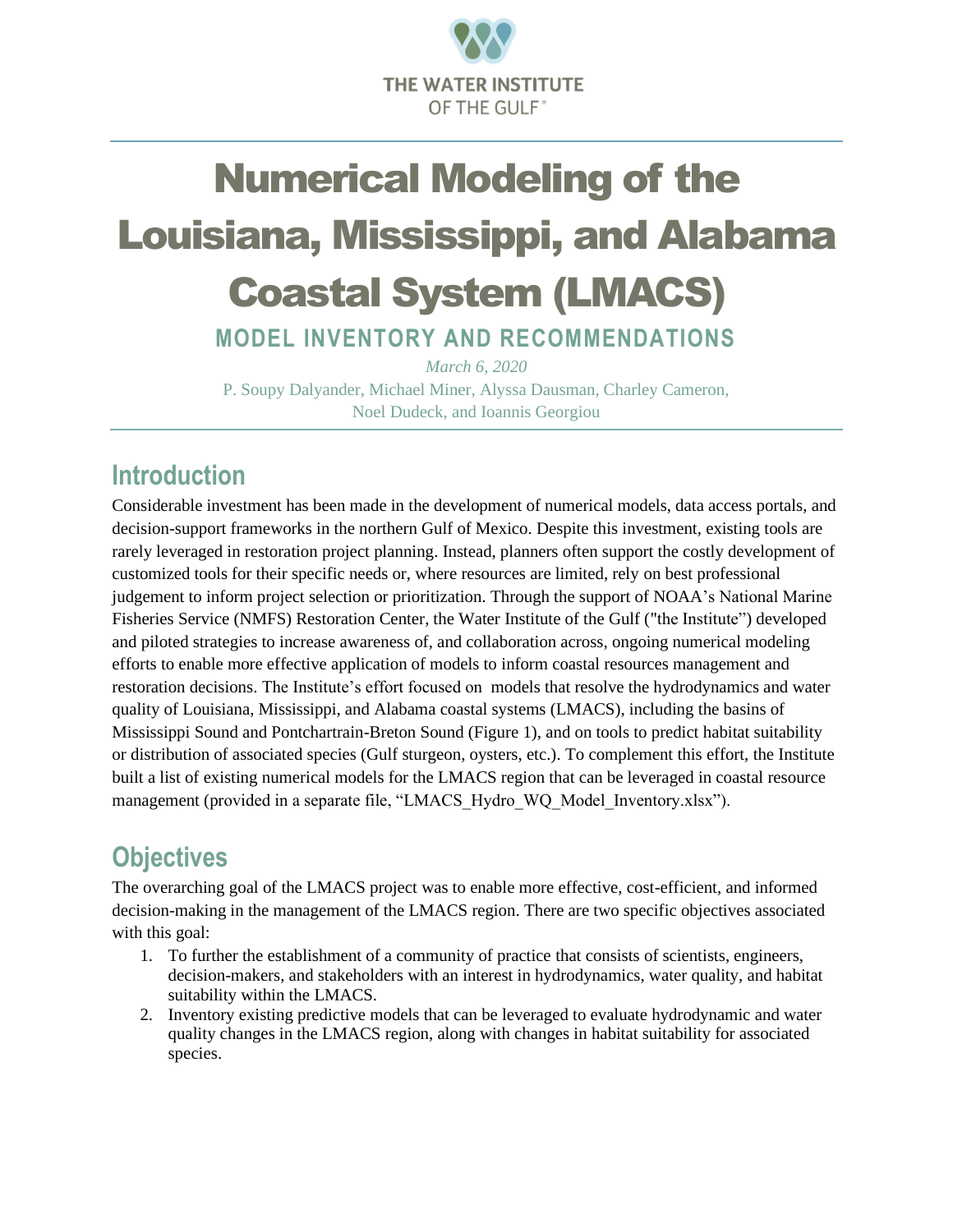THE WATER INSTITUTE OF THE GULF®

# Numerical Modeling of the Louisiana, Mississippi, and Alabama Coastal System (LMACS)

## MODEL INVENTORY AND RECOMMENDATIONS

*March 6, 2020*

P. Soupy Dalyander, Michael Miner, Alyssa Dausman, Charley Cameron, Noel Dudeck, and Ioannis Georgiou

## Introduction

Considerable investment has been made in the development of numerical models, data access portals, and decision-support frameworks in the northern Gulf of Mexico. Despite this investment, existing tools are rarely leveraged in restoration project planning. Instead, planners often support the costly development of customized tools for their specific needs or, where resources are limited, rely on best professional judgement to inform project selection or prioritization. Through the support of NOAA's National Marine Fisheries Service (NMFS) Restoration Center, the Water Institute of the Gulf ("the Institute") developed and piloted strategies to increase awareness of, and collaboration across, ongoing numerical modeling efforts to enable more effective application of models to inform coastal resources management and restoration decisions. The Institute's effort focused on models that resolve the hydrodynamics and water quality of Louisiana, Mississippi, and Alabama coastal systems (LMACS), including the basins of Mississippi Sound and Pontchartrain-Breton Sound (Figure 1), and on tools to predict habitat suitability or distribution of associated species (Gulf sturgeon, oysters, etc.). To complement this effort, the Institute built a list of existing numerical models for the LMACS region that can be leveraged in coastal resource management (provided in a separate file, "LMACS_Hydro_WQ_Model_Inventory.xlsx").

## Objectives

The overarching goal of the LMACS project was to enable more effective, cost-efficient, and informed decision-making in the management of the LMACS region. There are two specific objectives associated with this goal:

1. To further the establishment of a community of practice that consists of scientists, engineers, decision-makers, and stakeholders with an interest in hydrodynamics, water quality, and habitat suitability within the LMACS.
2. Inventory existing predictive models that can be leveraged to evaluate hydrodynamic and water quality changes in the LMACS region, along with changes in habitat suitability for associated species.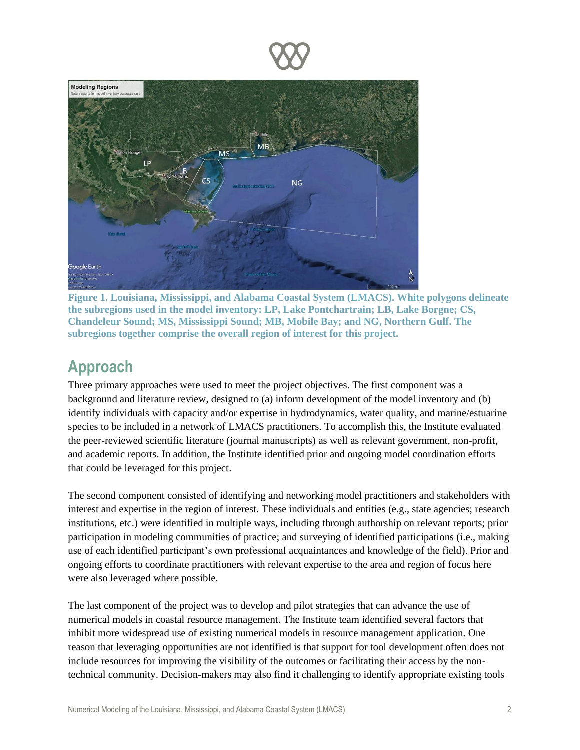**Figure 1. Louisiana, Mississippi, and Alabama Coastal System (LMACS). White polygons delineate the subregions used in the model inventory: LP, Lake Pontchartrain; LB, Lake Borgne; CS, Chandeleur Sound; MS, Mississippi Sound; MB, Mobile Bay; and NG, Northern Gulf. The subregions together comprise the overall region of interest for this project.**

## Approach

Three primary approaches were used to meet the project objectives. The first component was a background and literature review, designed to (a) inform development of the model inventory and (b) identify individuals with capacity and/or expertise in hydrodynamics, water quality, and marine/estuarine species to be included in a network of LMACS practitioners. To accomplish this, the Institute evaluated the peer-reviewed scientific literature (journal manuscripts) as well as relevant government, non-profit, and academic reports. In addition, the Institute identified prior and ongoing model coordination efforts that could be leveraged for this project.

The second component consisted of identifying and networking model practitioners and stakeholders with interest and expertise in the region of interest. These individuals and entities (e.g., state agencies; research institutions, etc.) were identified in multiple ways, including through authorship on relevant reports; prior participation in modeling communities of practice; and surveying of identified participations (i.e., making use of each identified participant's own professional acquaintances and knowledge of the field). Prior and ongoing efforts to coordinate practitioners with relevant expertise to the area and region of focus here were also leveraged where possible.

The last component of the project was to develop and pilot strategies that can advance the use of numerical models in coastal resource management. The Institute team identified several factors that inhibit more widespread use of existing numerical models in resource management application. One reason that leveraging opportunities are not identified is that support for tool development often does not include resources for improving the visibility of the outcomes or facilitating their access by the non-technical community. Decision-makers may also find it challenging to identify appropriate existing tools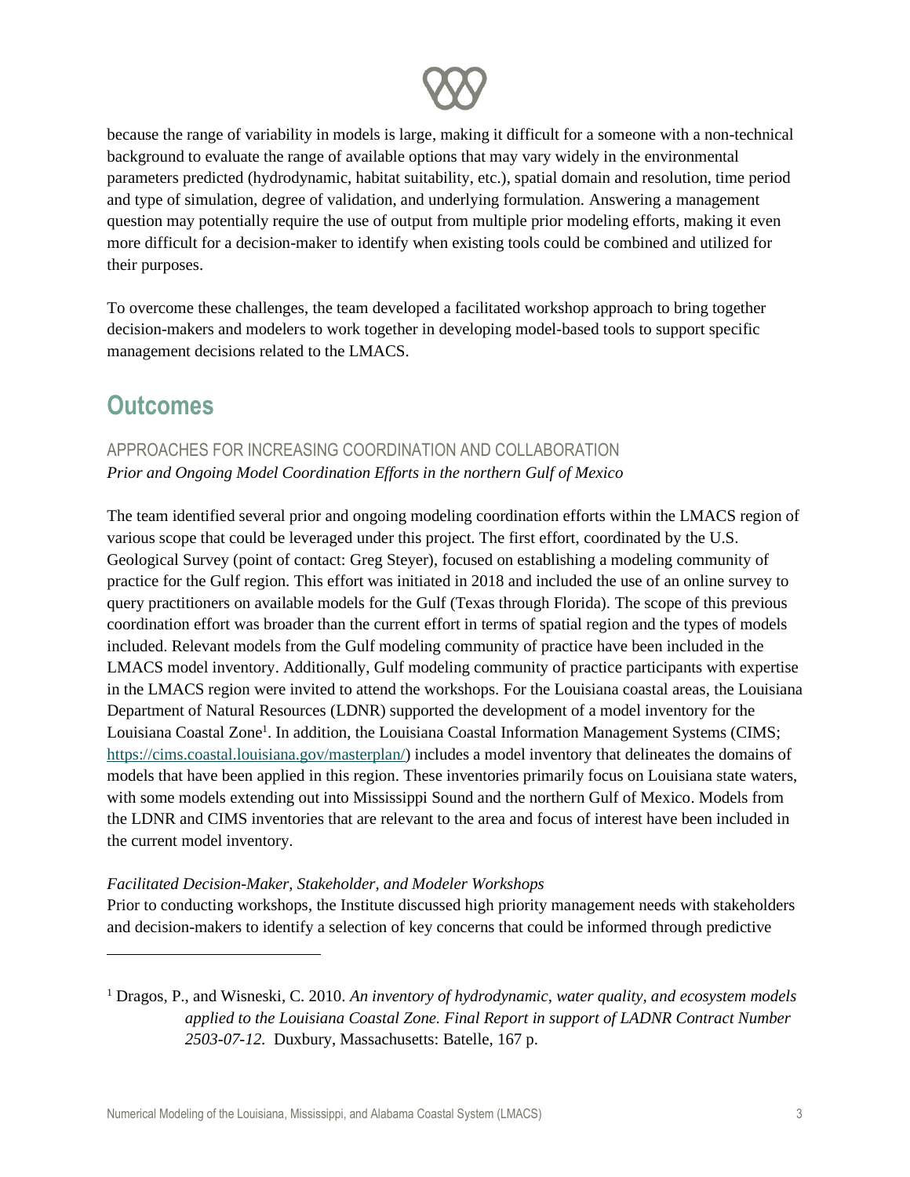because the range of variability in models is large, making it difficult for a someone with a non-technical background to evaluate the range of available options that may vary widely in the environmental parameters predicted (hydrodynamic, habitat suitability, etc.), spatial domain and resolution, time period and type of simulation, degree of validation, and underlying formulation. Answering a management question may potentially require the use of output from multiple prior modeling efforts, making it even more difficult for a decision-maker to identify when existing tools could be combined and utilized for their purposes.

To overcome these challenges, the team developed a facilitated workshop approach to bring together decision-makers and modelers to work together in developing model-based tools to support specific management decisions related to the LMACS.

## Outcomes

### APPROACHES FOR INCREASING COORDINATION AND COLLABORATION

*Prior and Ongoing Model Coordination Efforts in the northern Gulf of Mexico*

The team identified several prior and ongoing modeling coordination efforts within the LMACS region of various scope that could be leveraged under this project. The first effort, coordinated by the U.S. Geological Survey (point of contact: Greg Steyer), focused on establishing a modeling community of practice for the Gulf region. This effort was initiated in 2018 and included the use of an online survey to query practitioners on available models for the Gulf (Texas through Florida). The scope of this previous coordination effort was broader than the current effort in terms of spatial region and the types of models included. Relevant models from the Gulf modeling community of practice have been included in the LMACS model inventory. Additionally, Gulf modeling community of practice participants with expertise in the LMACS region were invited to attend the workshops. For the Louisiana coastal areas, the Louisiana Department of Natural Resources (LDNR) supported the development of a model inventory for the Louisiana Coastal Zone[1]. In addition, the Louisiana Coastal Information Management Systems (CIMS; https://cims.coastal.louisiana.gov/masterplan/) includes a model inventory that delineates the domains of models that have been applied in this region. These inventories primarily focus on Louisiana state waters, with some models extending out into Mississippi Sound and the northern Gulf of Mexico. Models from the LDNR and CIMS inventories that are relevant to the area and focus of interest have been included in the current model inventory.

*Facilitated Decision-Maker, Stakeholder, and Modeler Workshops*

Prior to conducting workshops, the Institute discussed high priority management needs with stakeholders and decision-makers to identify a selection of key concerns that could be informed through predictive

---

[1] Dragos, P., and Wisneski, C. 2010. *An inventory of hydrodynamic, water quality, and ecosystem models applied to the Louisiana Coastal Zone. Final Report in support of LADNR Contract Number 2503-07-12.* Duxbury, Massachusetts: Batelle, 167 p.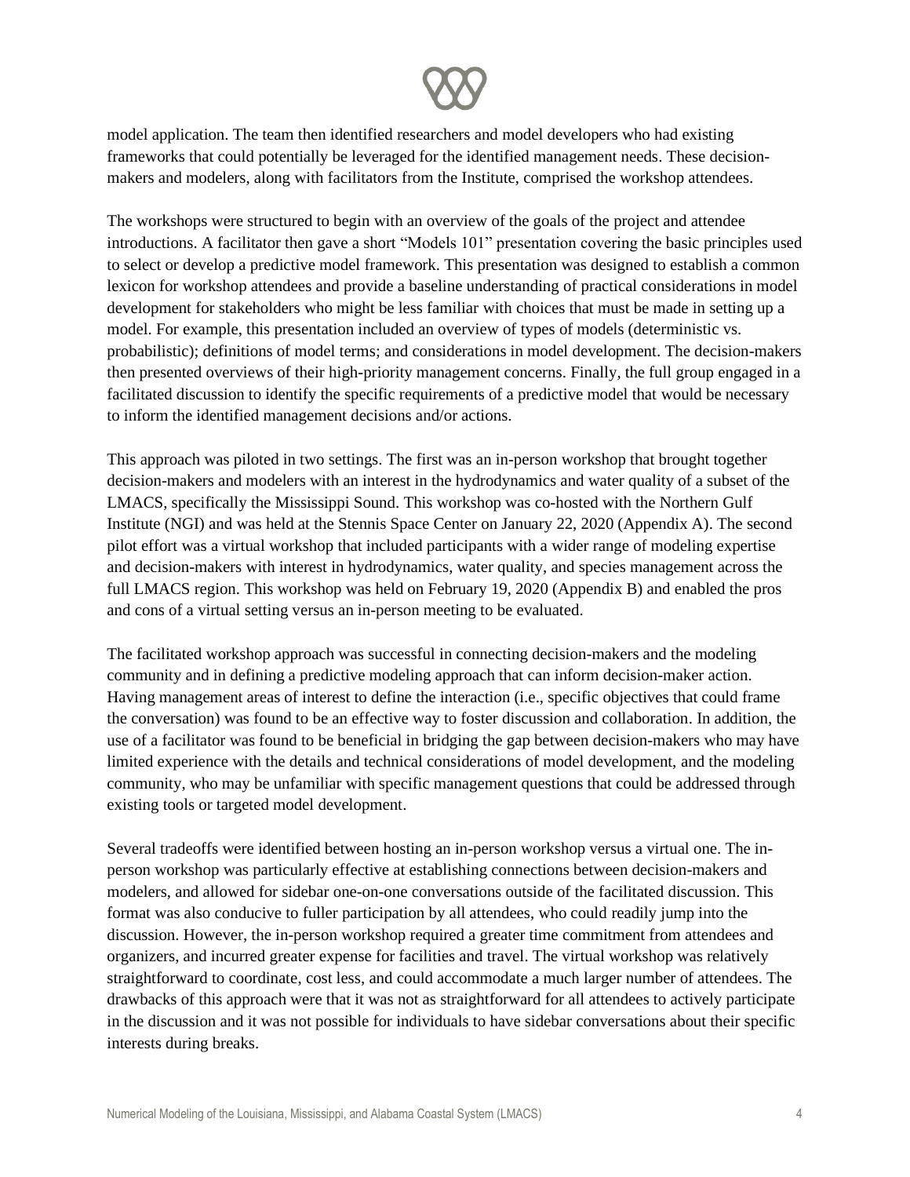model application. The team then identified researchers and model developers who had existing frameworks that could potentially be leveraged for the identified management needs. These decision-makers and modelers, along with facilitators from the Institute, comprised the workshop attendees.

The workshops were structured to begin with an overview of the goals of the project and attendee introductions. A facilitator then gave a short "Models 101" presentation covering the basic principles used to select or develop a predictive model framework. This presentation was designed to establish a common lexicon for workshop attendees and provide a baseline understanding of practical considerations in model development for stakeholders who might be less familiar with choices that must be made in setting up a model. For example, this presentation included an overview of types of models (deterministic vs. probabilistic); definitions of model terms; and considerations in model development. The decision-makers then presented overviews of their high-priority management concerns. Finally, the full group engaged in a facilitated discussion to identify the specific requirements of a predictive model that would be necessary to inform the identified management decisions and/or actions.

This approach was piloted in two settings. The first was an in-person workshop that brought together decision-makers and modelers with an interest in the hydrodynamics and water quality of a subset of the LMACS, specifically the Mississippi Sound. This workshop was co-hosted with the Northern Gulf Institute (NGI) and was held at the Stennis Space Center on January 22, 2020 (Appendix A). The second pilot effort was a virtual workshop that included participants with a wider range of modeling expertise and decision-makers with interest in hydrodynamics, water quality, and species management across the full LMACS region. This workshop was held on February 19, 2020 (Appendix B) and enabled the pros and cons of a virtual setting versus an in-person meeting to be evaluated.

The facilitated workshop approach was successful in connecting decision-makers and the modeling community and in defining a predictive modeling approach that can inform decision-maker action. Having management areas of interest to define the interaction (i.e., specific objectives that could frame the conversation) was found to be an effective way to foster discussion and collaboration. In addition, the use of a facilitator was found to be beneficial in bridging the gap between decision-makers who may have limited experience with the details and technical considerations of model development, and the modeling community, who may be unfamiliar with specific management questions that could be addressed through existing tools or targeted model development.

Several tradeoffs were identified between hosting an in-person workshop versus a virtual one. The in-person workshop was particularly effective at establishing connections between decision-makers and modelers, and allowed for sidebar one-on-one conversations outside of the facilitated discussion. This format was also conducive to fuller participation by all attendees, who could readily jump into the discussion. However, the in-person workshop required a greater time commitment from attendees and organizers, and incurred greater expense for facilities and travel. The virtual workshop was relatively straightforward to coordinate, cost less, and could accommodate a much larger number of attendees. The drawbacks of this approach were that it was not as straightforward for all attendees to actively participate in the discussion and it was not possible for individuals to have sidebar conversations about their specific interests during breaks.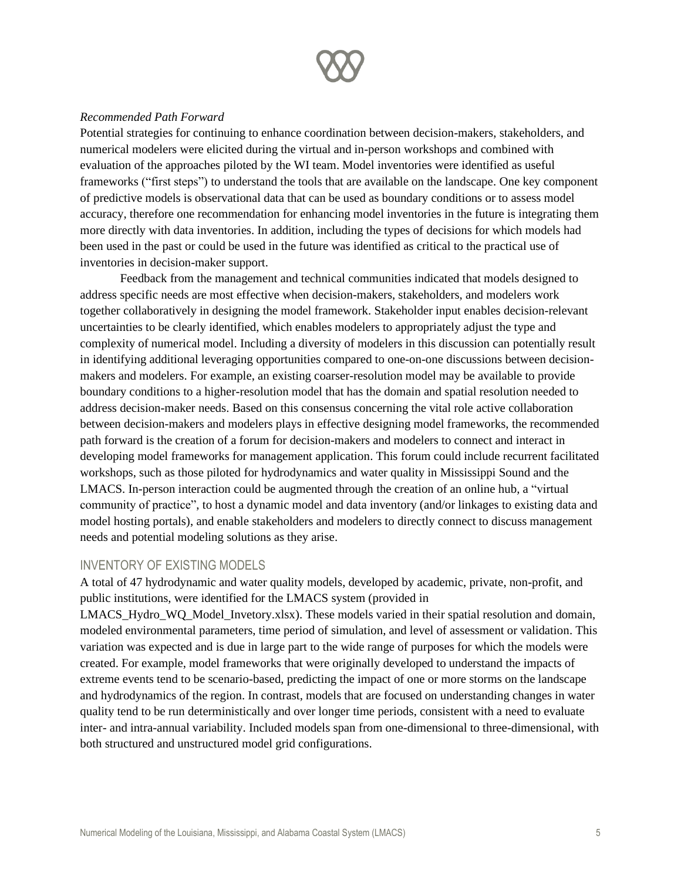*Recommended Path Forward*

Potential strategies for continuing to enhance coordination between decision-makers, stakeholders, and numerical modelers were elicited during the virtual and in-person workshops and combined with evaluation of the approaches piloted by the WI team. Model inventories were identified as useful frameworks ("first steps") to understand the tools that are available on the landscape. One key component of predictive models is observational data that can be used as boundary conditions or to assess model accuracy, therefore one recommendation for enhancing model inventories in the future is integrating them more directly with data inventories. In addition, including the types of decisions for which models had been used in the past or could be used in the future was identified as critical to the practical use of inventories in decision-maker support.

Feedback from the management and technical communities indicated that models designed to address specific needs are most effective when decision-makers, stakeholders, and modelers work together collaboratively in designing the model framework. Stakeholder input enables decision-relevant uncertainties to be clearly identified, which enables modelers to appropriately adjust the type and complexity of numerical model. Including a diversity of modelers in this discussion can potentially result in identifying additional leveraging opportunities compared to one-on-one discussions between decision-makers and modelers. For example, an existing coarser-resolution model may be available to provide boundary conditions to a higher-resolution model that has the domain and spatial resolution needed to address decision-maker needs. Based on this consensus concerning the vital role active collaboration between decision-makers and modelers plays in effective designing model frameworks, the recommended path forward is the creation of a forum for decision-makers and modelers to connect and interact in developing model frameworks for management application. This forum could include recurrent facilitated workshops, such as those piloted for hydrodynamics and water quality in Mississippi Sound and the LMACS. In-person interaction could be augmented through the creation of an online hub, a "virtual community of practice", to host a dynamic model and data inventory (and/or linkages to existing data and model hosting portals), and enable stakeholders and modelers to directly connect to discuss management needs and potential modeling solutions as they arise.

## INVENTORY OF EXISTING MODELS

A total of 47 hydrodynamic and water quality models, developed by academic, private, non-profit, and public institutions, were identified for the LMACS system (provided in LMACS_Hydro_WQ_Model_Invetory.xlsx). These models varied in their spatial resolution and domain, modeled environmental parameters, time period of simulation, and level of assessment or validation. This variation was expected and is due in large part to the wide range of purposes for which the models were created. For example, model frameworks that were originally developed to understand the impacts of extreme events tend to be scenario-based, predicting the impact of one or more storms on the landscape and hydrodynamics of the region. In contrast, models that are focused on understanding changes in water quality tend to be run deterministically and over longer time periods, consistent with a need to evaluate inter- and intra-annual variability. Included models span from one-dimensional to three-dimensional, with both structured and unstructured model grid configurations.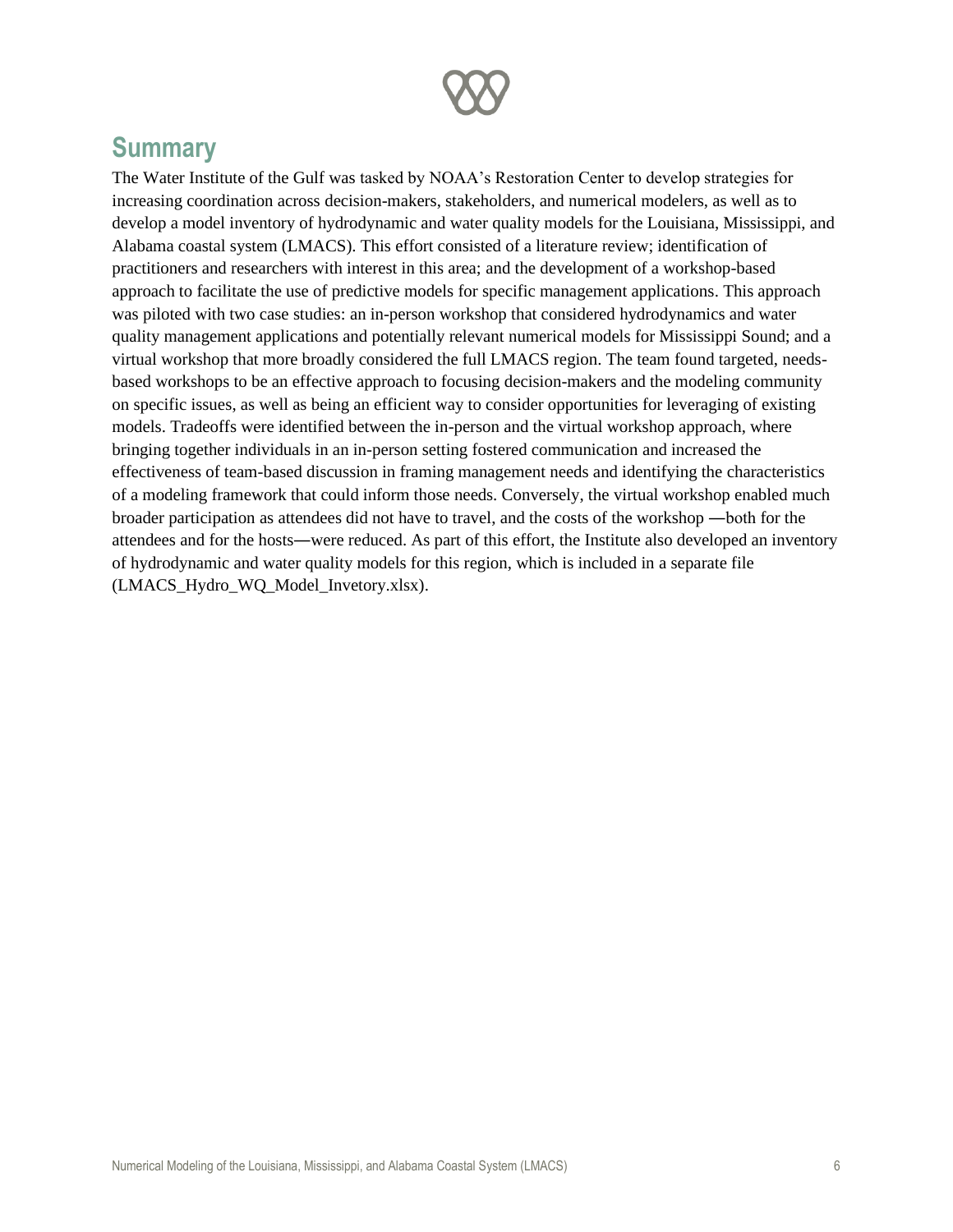## Summary

The Water Institute of the Gulf was tasked by NOAA's Restoration Center to develop strategies for increasing coordination across decision-makers, stakeholders, and numerical modelers, as well as to develop a model inventory of hydrodynamic and water quality models for the Louisiana, Mississippi, and Alabama coastal system (LMACS). This effort consisted of a literature review; identification of practitioners and researchers with interest in this area; and the development of a workshop-based approach to facilitate the use of predictive models for specific management applications. This approach was piloted with two case studies: an in-person workshop that considered hydrodynamics and water quality management applications and potentially relevant numerical models for Mississippi Sound; and a virtual workshop that more broadly considered the full LMACS region. The team found targeted, needs-based workshops to be an effective approach to focusing decision-makers and the modeling community on specific issues, as well as being an efficient way to consider opportunities for leveraging of existing models. Tradeoffs were identified between the in-person and the virtual workshop approach, where bringing together individuals in an in-person setting fostered communication and increased the effectiveness of team-based discussion in framing management needs and identifying the characteristics of a modeling framework that could inform those needs. Conversely, the virtual workshop enabled much broader participation as attendees did not have to travel, and the costs of the workshop —both for the attendees and for the hosts—were reduced. As part of this effort, the Institute also developed an inventory of hydrodynamic and water quality models for this region, which is included in a separate file (LMACS_Hydro_WQ_Model_Invetory.xlsx).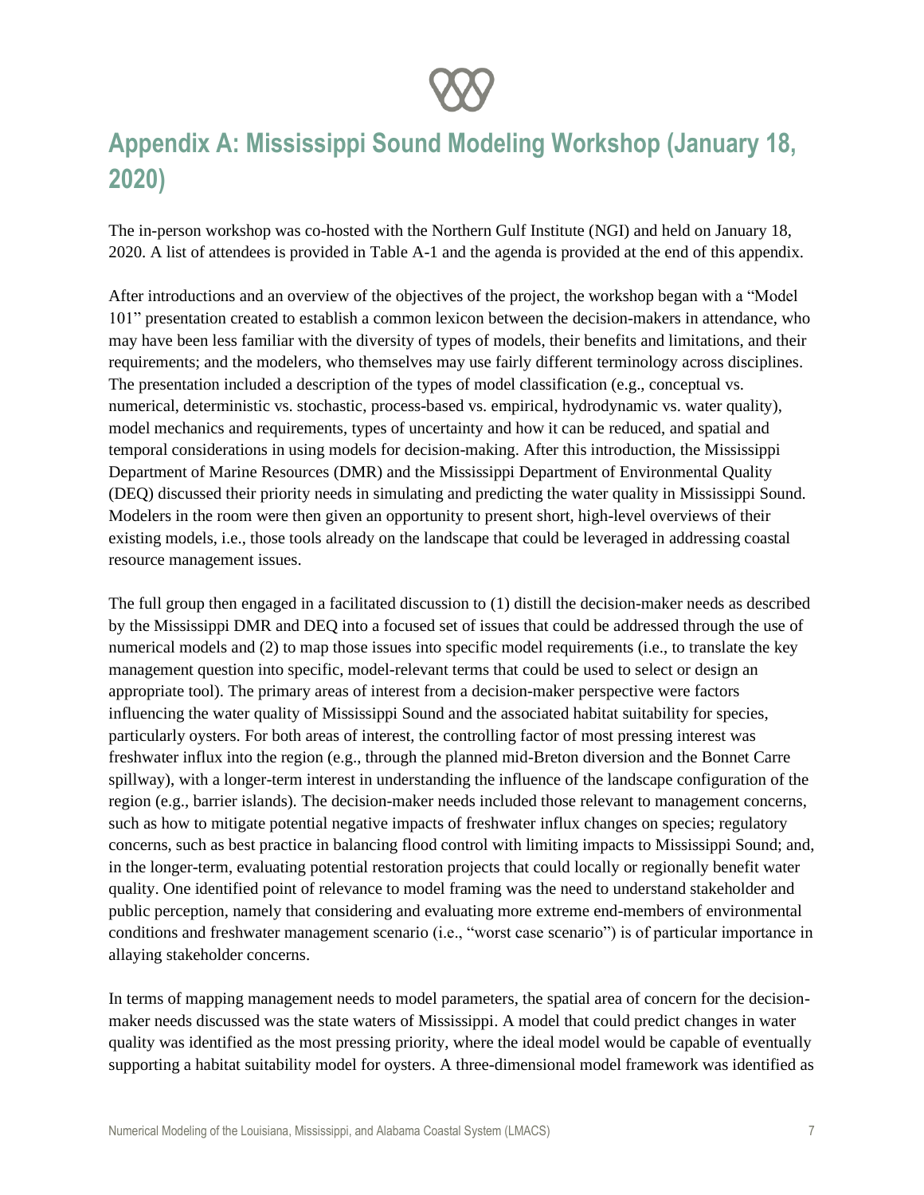# Appendix A: Mississippi Sound Modeling Workshop (January 18, 2020)

The in-person workshop was co-hosted with the Northern Gulf Institute (NGI) and held on January 18, 2020. A list of attendees is provided in Table A-1 and the agenda is provided at the end of this appendix.

After introductions and an overview of the objectives of the project, the workshop began with a "Model 101" presentation created to establish a common lexicon between the decision-makers in attendance, who may have been less familiar with the diversity of types of models, their benefits and limitations, and their requirements; and the modelers, who themselves may use fairly different terminology across disciplines. The presentation included a description of the types of model classification (e.g., conceptual vs. numerical, deterministic vs. stochastic, process-based vs. empirical, hydrodynamic vs. water quality), model mechanics and requirements, types of uncertainty and how it can be reduced, and spatial and temporal considerations in using models for decision-making. After this introduction, the Mississippi Department of Marine Resources (DMR) and the Mississippi Department of Environmental Quality (DEQ) discussed their priority needs in simulating and predicting the water quality in Mississippi Sound. Modelers in the room were then given an opportunity to present short, high-level overviews of their existing models, i.e., those tools already on the landscape that could be leveraged in addressing coastal resource management issues.

The full group then engaged in a facilitated discussion to (1) distill the decision-maker needs as described by the Mississippi DMR and DEQ into a focused set of issues that could be addressed through the use of numerical models and (2) to map those issues into specific model requirements (i.e., to translate the key management question into specific, model-relevant terms that could be used to select or design an appropriate tool). The primary areas of interest from a decision-maker perspective were factors influencing the water quality of Mississippi Sound and the associated habitat suitability for species, particularly oysters. For both areas of interest, the controlling factor of most pressing interest was freshwater influx into the region (e.g., through the planned mid-Breton diversion and the Bonnet Carre spillway), with a longer-term interest in understanding the influence of the landscape configuration of the region (e.g., barrier islands). The decision-maker needs included those relevant to management concerns, such as how to mitigate potential negative impacts of freshwater influx changes on species; regulatory concerns, such as best practice in balancing flood control with limiting impacts to Mississippi Sound; and, in the longer-term, evaluating potential restoration projects that could locally or regionally benefit water quality. One identified point of relevance to model framing was the need to understand stakeholder and public perception, namely that considering and evaluating more extreme end-members of environmental conditions and freshwater management scenario (i.e., "worst case scenario") is of particular importance in allaying stakeholder concerns.

In terms of mapping management needs to model parameters, the spatial area of concern for the decision-maker needs discussed was the state waters of Mississippi. A model that could predict changes in water quality was identified as the most pressing priority, where the ideal model would be capable of eventually supporting a habitat suitability model for oysters. A three-dimensional model framework was identified as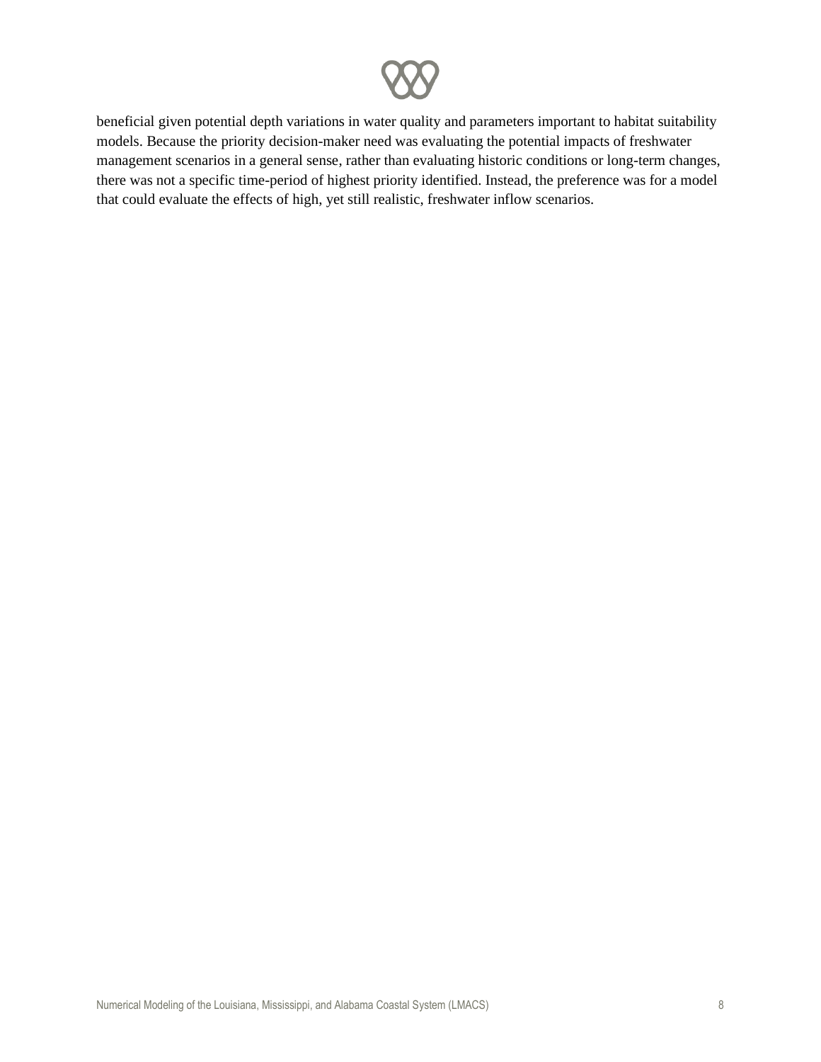beneficial given potential depth variations in water quality and parameters important to habitat suitability models. Because the priority decision-maker need was evaluating the potential impacts of freshwater management scenarios in a general sense, rather than evaluating historic conditions or long-term changes, there was not a specific time-period of highest priority identified. Instead, the preference was for a model that could evaluate the effects of high, yet still realistic, freshwater inflow scenarios.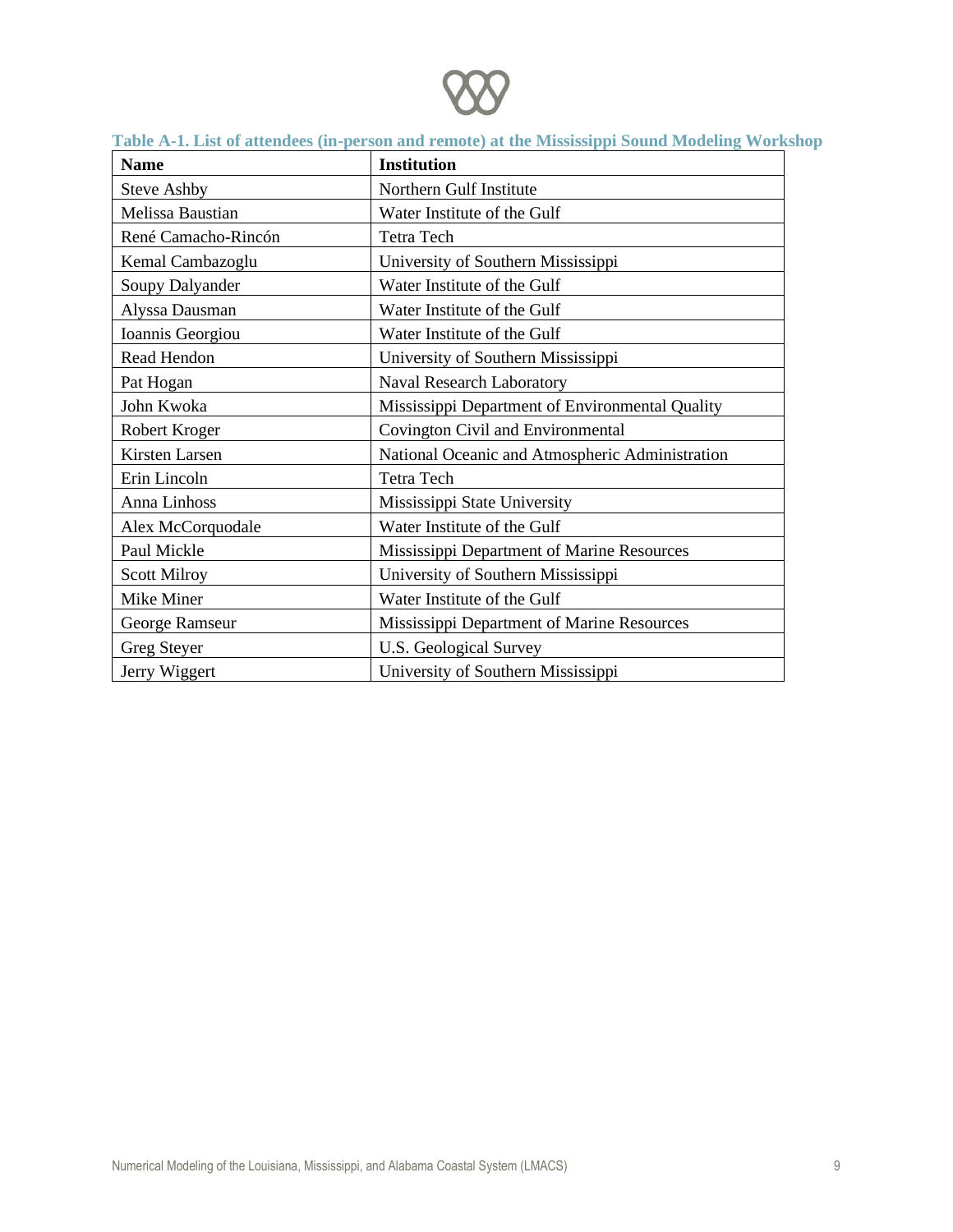**Table A-1. List of attendees (in-person and remote) at the Mississippi Sound Modeling Workshop**

| Name | Institution |
|---|---|
| Steve Ashby | Northern Gulf Institute |
| Melissa Baustian | Water Institute of the Gulf |
| René Camacho-Rincón | Tetra Tech |
| Kemal Cambazoglu | University of Southern Mississippi |
| Soupy Dalyander | Water Institute of the Gulf |
| Alyssa Dausman | Water Institute of the Gulf |
| Ioannis Georgiou | Water Institute of the Gulf |
| Read Hendon | University of Southern Mississippi |
| Pat Hogan | Naval Research Laboratory |
| John Kwoka | Mississippi Department of Environmental Quality |
| Robert Kroger | Covington Civil and Environmental |
| Kirsten Larsen | National Oceanic and Atmospheric Administration |
| Erin Lincoln | Tetra Tech |
| Anna Linhoss | Mississippi State University |
| Alex McCorquodale | Water Institute of the Gulf |
| Paul Mickle | Mississippi Department of Marine Resources |
| Scott Milroy | University of Southern Mississippi |
| Mike Miner | Water Institute of the Gulf |
| George Ramseur | Mississippi Department of Marine Resources |
| Greg Steyer | U.S. Geological Survey |
| Jerry Wiggert | University of Southern Mississippi |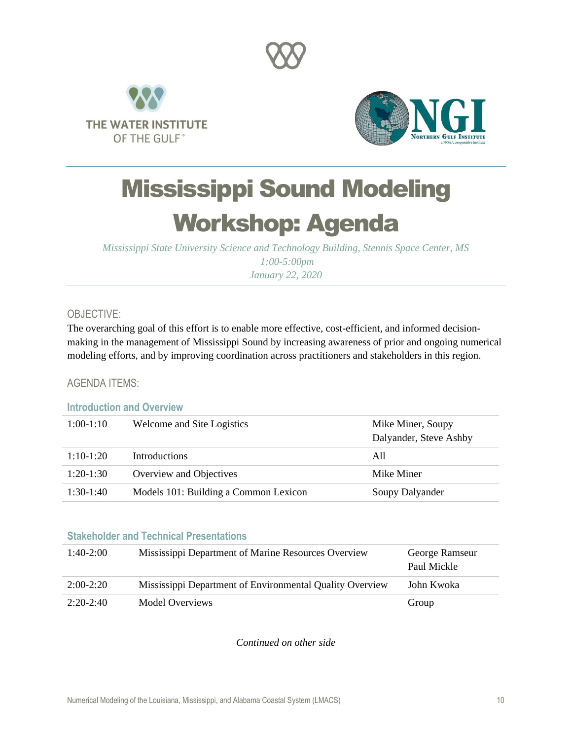THE WATER INSTITUTE OF THE GULF

NGI Northern Gulf Institute a NOAA cooperative institute

# Mississippi Sound Modeling Workshop: Agenda

*Mississippi State University Science and Technology Building, Stennis Space Center, MS*
*1:00-5:00pm*
*January 22, 2020*

## OBJECTIVE:

The overarching goal of this effort is to enable more effective, cost-efficient, and informed decision-making in the management of Mississippi Sound by increasing awareness of prior and ongoing numerical modeling efforts, and by improving coordination across practitioners and stakeholders in this region.

## AGENDA ITEMS:

### Introduction and Overview

| | | |
|---|---|---|
| 1:00-1:10 | Welcome and Site Logistics | Mike Miner, Soupy Dalyander, Steve Ashby |
| 1:10-1:20 | Introductions | All |
| 1:20-1:30 | Overview and Objectives | Mike Miner |
| 1:30-1:40 | Models 101: Building a Common Lexicon | Soupy Dalyander |

### Stakeholder and Technical Presentations

| | | |
|---|---|---|
| 1:40-2:00 | Mississippi Department of Marine Resources Overview | George Ramseur<br>Paul Mickle |
| 2:00-2:20 | Mississippi Department of Environmental Quality Overview | John Kwoka |
| 2:20-2:40 | Model Overviews | Group |

*Continued on other side*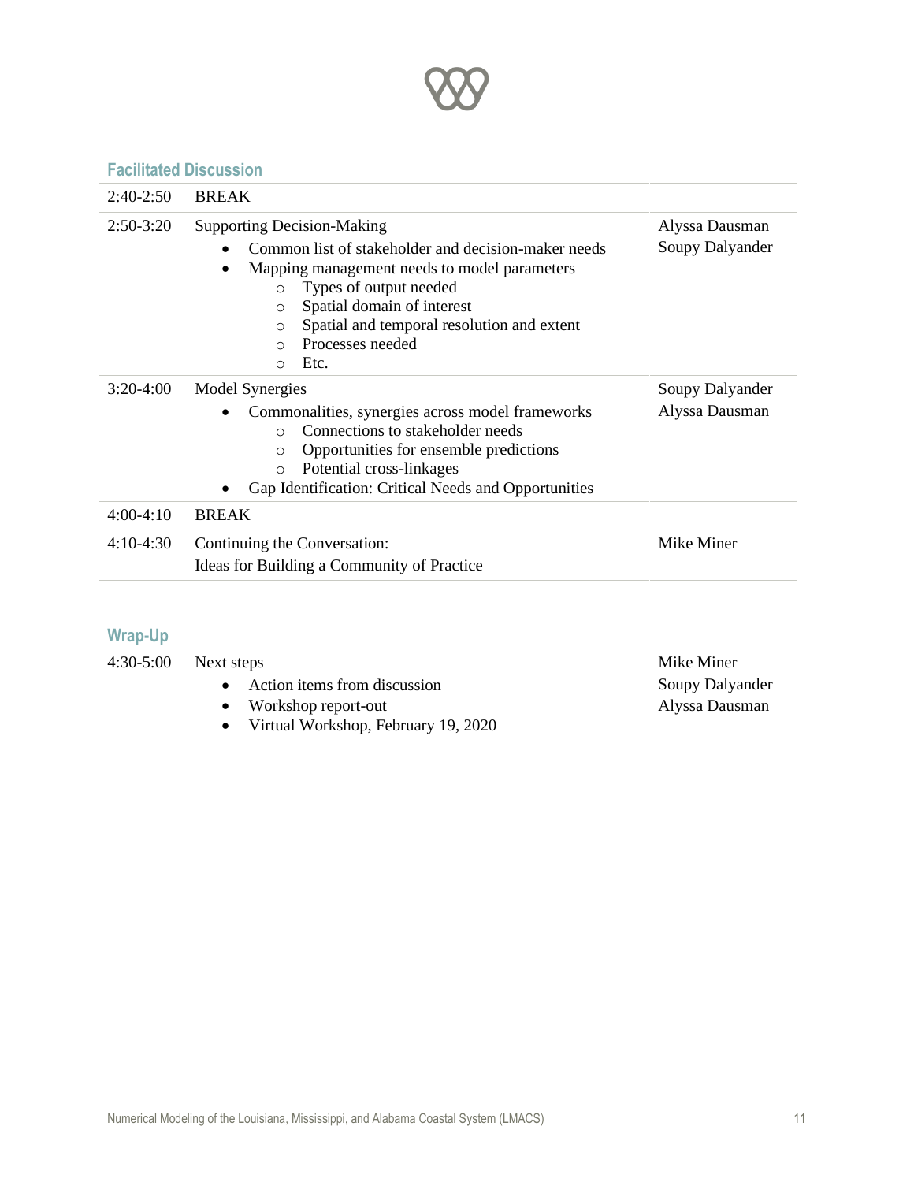## Facilitated Discussion

| | | |
|---|---|---|
| 2:40-2:50 | BREAK | |
| 2:50-3:20 | Supporting Decision-Making<br>• Common list of stakeholder and decision-maker needs<br>• Mapping management needs to model parameters<br>  ○ Types of output needed<br>  ○ Spatial domain of interest<br>  ○ Spatial and temporal resolution and extent<br>  ○ Processes needed<br>  ○ Etc. | Alyssa Dausman<br>Soupy Dalyander |
| 3:20-4:00 | Model Synergies<br>• Commonalities, synergies across model frameworks<br>  ○ Connections to stakeholder needs<br>  ○ Opportunities for ensemble predictions<br>  ○ Potential cross-linkages<br>• Gap Identification: Critical Needs and Opportunities | Soupy Dalyander<br>Alyssa Dausman |
| 4:00-4:10 | BREAK | |
| 4:10-4:30 | Continuing the Conversation:<br>Ideas for Building a Community of Practice | Mike Miner |

## Wrap-Up

| | | |
|---|---|---|
| 4:30-5:00 | Next steps<br>• Action items from discussion<br>• Workshop report-out<br>• Virtual Workshop, February 19, 2020 | Mike Miner<br>Soupy Dalyander<br>Alyssa Dausman |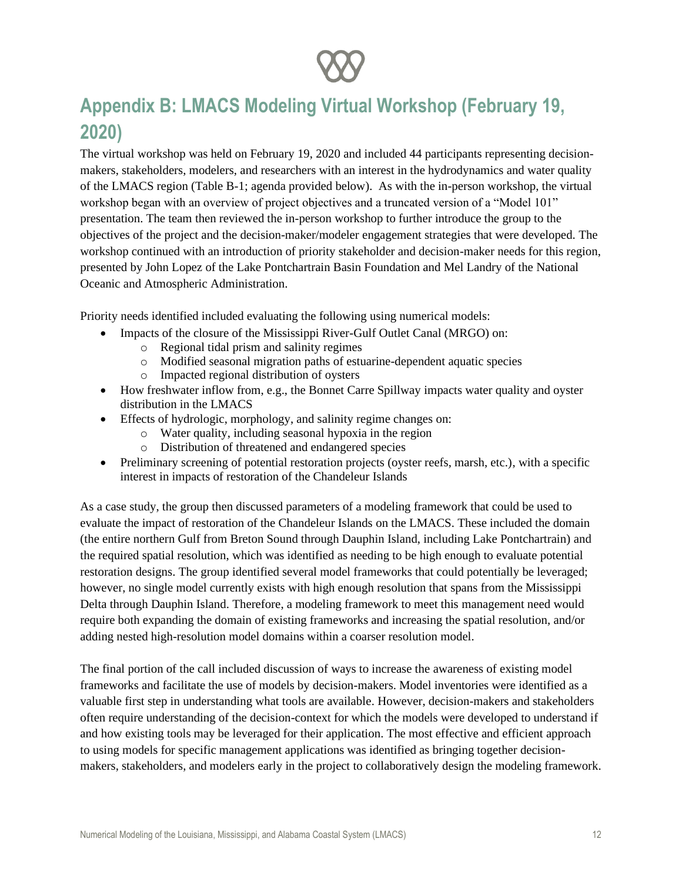# Appendix B: LMACS Modeling Virtual Workshop (February 19, 2020)

The virtual workshop was held on February 19, 2020 and included 44 participants representing decision-makers, stakeholders, modelers, and researchers with an interest in the hydrodynamics and water quality of the LMACS region (Table B-1; agenda provided below). As with the in-person workshop, the virtual workshop began with an overview of project objectives and a truncated version of a "Model 101" presentation. The team then reviewed the in-person workshop to further introduce the group to the objectives of the project and the decision-maker/modeler engagement strategies that were developed. The workshop continued with an introduction of priority stakeholder and decision-maker needs for this region, presented by John Lopez of the Lake Pontchartrain Basin Foundation and Mel Landry of the National Oceanic and Atmospheric Administration.

Priority needs identified included evaluating the following using numerical models:

- Impacts of the closure of the Mississippi River-Gulf Outlet Canal (MRGO) on:
    - Regional tidal prism and salinity regimes
    - Modified seasonal migration paths of estuarine-dependent aquatic species
    - Impacted regional distribution of oysters
- How freshwater inflow from, e.g., the Bonnet Carre Spillway impacts water quality and oyster distribution in the LMACS
- Effects of hydrologic, morphology, and salinity regime changes on:
    - Water quality, including seasonal hypoxia in the region
    - Distribution of threatened and endangered species
- Preliminary screening of potential restoration projects (oyster reefs, marsh, etc.), with a specific interest in impacts of restoration of the Chandeleur Islands

As a case study, the group then discussed parameters of a modeling framework that could be used to evaluate the impact of restoration of the Chandeleur Islands on the LMACS. These included the domain (the entire northern Gulf from Breton Sound through Dauphin Island, including Lake Pontchartrain) and the required spatial resolution, which was identified as needing to be high enough to evaluate potential restoration designs. The group identified several model frameworks that could potentially be leveraged; however, no single model currently exists with high enough resolution that spans from the Mississippi Delta through Dauphin Island. Therefore, a modeling framework to meet this management need would require both expanding the domain of existing frameworks and increasing the spatial resolution, and/or adding nested high-resolution model domains within a coarser resolution model.

The final portion of the call included discussion of ways to increase the awareness of existing model frameworks and facilitate the use of models by decision-makers. Model inventories were identified as a valuable first step in understanding what tools are available. However, decision-makers and stakeholders often require understanding of the decision-context for which the models were developed to understand if and how existing tools may be leveraged for their application. The most effective and efficient approach to using models for specific management applications was identified as bringing together decision-makers, stakeholders, and modelers early in the project to collaboratively design the modeling framework.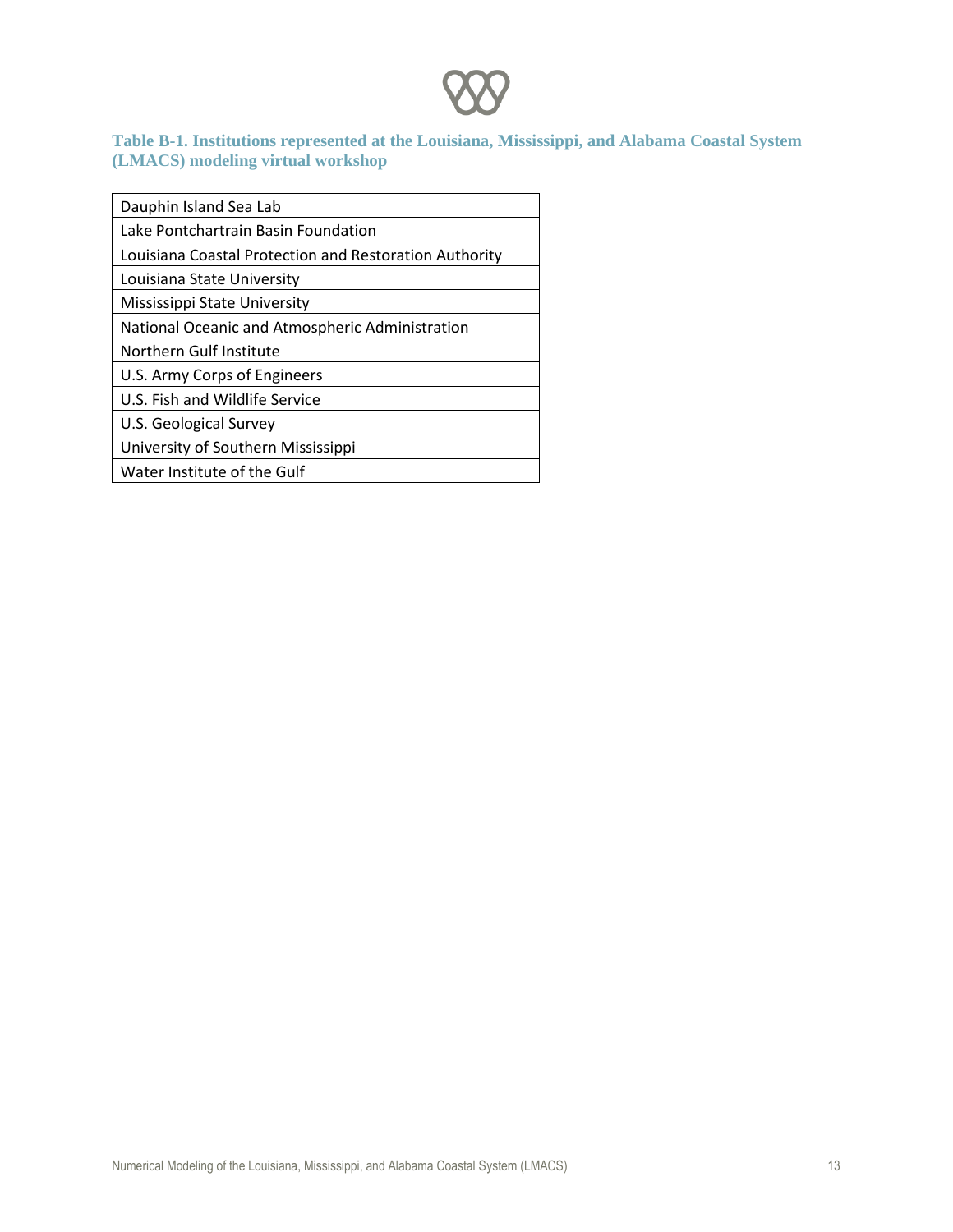**Table B-1. Institutions represented at the Louisiana, Mississippi, and Alabama Coastal System (LMACS) modeling virtual workshop**

| Institution |
| --- |
| Dauphin Island Sea Lab |
| Lake Pontchartrain Basin Foundation |
| Louisiana Coastal Protection and Restoration Authority |
| Louisiana State University |
| Mississippi State University |
| National Oceanic and Atmospheric Administration |
| Northern Gulf Institute |
| U.S. Army Corps of Engineers |
| U.S. Fish and Wildlife Service |
| U.S. Geological Survey |
| University of Southern Mississippi |
| Water Institute of the Gulf |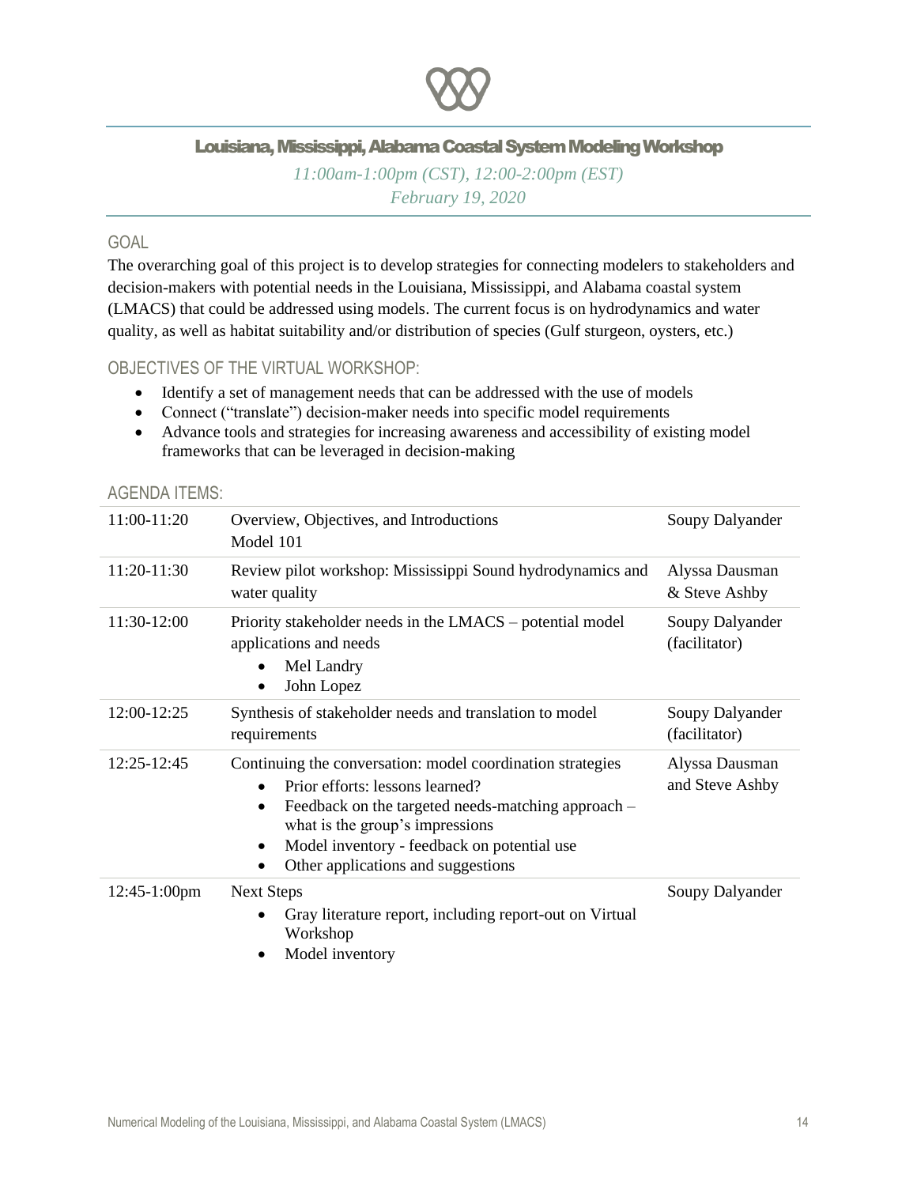## Louisiana, Mississippi, Alabama Coastal System Modeling Workshop

*11:00am-1:00pm (CST), 12:00-2:00pm (EST)*
*February 19, 2020*

### GOAL

The overarching goal of this project is to develop strategies for connecting modelers to stakeholders and decision-makers with potential needs in the Louisiana, Mississippi, and Alabama coastal system (LMACS) that could be addressed using models. The current focus is on hydrodynamics and water quality, as well as habitat suitability and/or distribution of species (Gulf sturgeon, oysters, etc.)

### OBJECTIVES OF THE VIRTUAL WORKSHOP:

- Identify a set of management needs that can be addressed with the use of models
- Connect ("translate") decision-maker needs into specific model requirements
- Advance tools and strategies for increasing awareness and accessibility of existing model frameworks that can be leveraged in decision-making

### AGENDA ITEMS:

| | | |
|---|---|---|
| 11:00-11:20 | Overview, Objectives, and Introductions<br>Model 101 | Soupy Dalyander |
| 11:20-11:30 | Review pilot workshop: Mississippi Sound hydrodynamics and water quality | Alyssa Dausman & Steve Ashby |
| 11:30-12:00 | Priority stakeholder needs in the LMACS – potential model applications and needs<br>• Mel Landry<br>• John Lopez | Soupy Dalyander (facilitator) |
| 12:00-12:25 | Synthesis of stakeholder needs and translation to model requirements | Soupy Dalyander (facilitator) |
| 12:25-12:45 | Continuing the conversation: model coordination strategies<br>• Prior efforts: lessons learned?<br>• Feedback on the targeted needs-matching approach – what is the group's impressions<br>• Model inventory - feedback on potential use<br>• Other applications and suggestions | Alyssa Dausman and Steve Ashby |
| 12:45-1:00pm | Next Steps<br>• Gray literature report, including report-out on Virtual Workshop<br>• Model inventory | Soupy Dalyander |